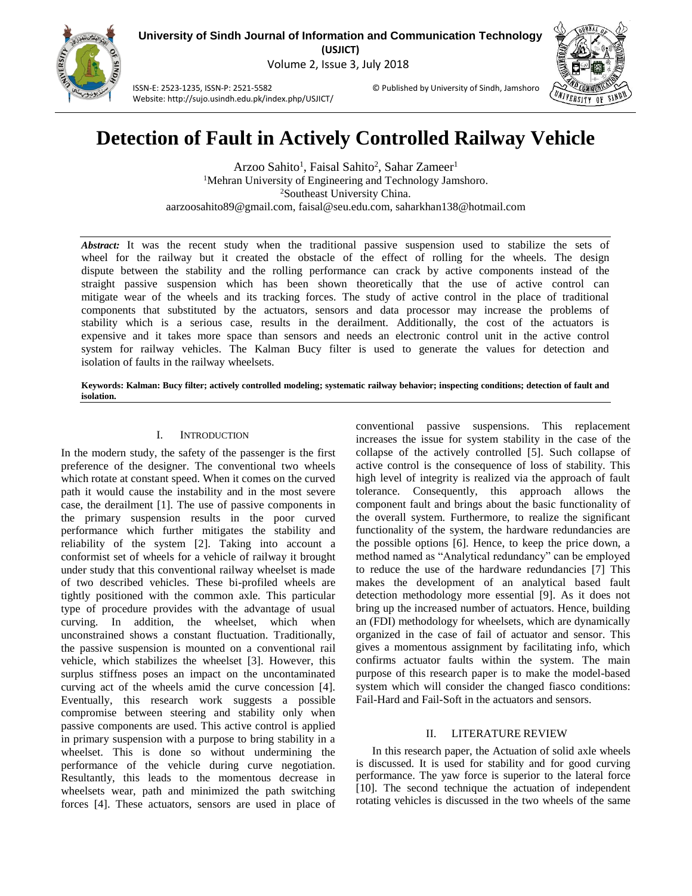# Detection of Fault in Actively Controlled Railway Vehicle

Arzoo Sahito[1], Faisal Sahito[2], Sahar Zameer[1]

[1]Mehran University of Engineering and Technology Jamshoro.

[2]Southeast University China.

aarzoosahito89@gmail.com, faisal@seu.edu.com, saharkhan138@hotmail.com

***Abstract:*** It was the recent study when the traditional passive suspension used to stabilize the sets of wheel for the railway but it created the obstacle of the effect of rolling for the wheels. The design dispute between the stability and the rolling performance can crack by active components instead of the straight passive suspension which has been shown theoretically that the use of active control can mitigate wear of the wheels and its tracking forces. The study of active control in the place of traditional components that substituted by the actuators, sensors and data processor may increase the problems of stability which is a serious case, results in the derailment. Additionally, the cost of the actuators is expensive and it takes more space than sensors and needs an electronic control unit in the active control system for railway vehicles. The Kalman Bucy filter is used to generate the values for detection and isolation of faults in the railway wheelsets.

**Keywords: Kalman: Bucy filter; actively controlled modeling; systematic railway behavior; inspecting conditions; detection of fault and isolation.**

## I. Introduction

In the modern study, the safety of the passenger is the first preference of the designer. The conventional two wheels which rotate at constant speed. When it comes on the curved path it would cause the instability and in the most severe case, the derailment [1]. The use of passive components in the primary suspension results in the poor curved performance which further mitigates the stability and reliability of the system [2]. Taking into account a conformist set of wheels for a vehicle of railway it brought under study that this conventional railway wheelset is made of two described vehicles. These bi-profiled wheels are tightly positioned with the common axle. This particular type of procedure provides with the advantage of usual curving. In addition, the wheelset, which when unconstrained shows a constant fluctuation. Traditionally, the passive suspension is mounted on a conventional rail vehicle, which stabilizes the wheelset [3]. However, this surplus stiffness poses an impact on the uncontaminated curving act of the wheels amid the curve concession [4]. Eventually, this research work suggests a possible compromise between steering and stability only when passive components are used. This active control is applied in primary suspension with a purpose to bring stability in a wheelset. This is done so without undermining the performance of the vehicle during curve negotiation. Resultantly, this leads to the momentous decrease in wheelsets wear, path and minimized the path switching forces [4]. These actuators, sensors are used in place of conventional passive suspensions. This replacement increases the issue for system stability in the case of the collapse of the actively controlled [5]. Such collapse of active control is the consequence of loss of stability. This high level of integrity is realized via the approach of fault tolerance. Consequently, this approach allows the component fault and brings about the basic functionality of the overall system. Furthermore, to realize the significant functionality of the system, the hardware redundancies are the possible options [6]. Hence, to keep the price down, a method named as "Analytical redundancy" can be employed to reduce the use of the hardware redundancies [7] This makes the development of an analytical based fault detection methodology more essential [9]. As it does not bring up the increased number of actuators. Hence, building an (FDI) methodology for wheelsets, which are dynamically organized in the case of fail of actuator and sensor. This gives a momentous assignment by facilitating info, which confirms actuator faults within the system. The main purpose of this research paper is to make the model-based system which will consider the changed fiasco conditions: Fail-Hard and Fail-Soft in the actuators and sensors.

## II. Literature Review

In this research paper, the Actuation of solid axle wheels is discussed. It is used for stability and for good curving performance. The yaw force is superior to the lateral force [10]. The second technique the actuation of independent rotating vehicles is discussed in the two wheels of the same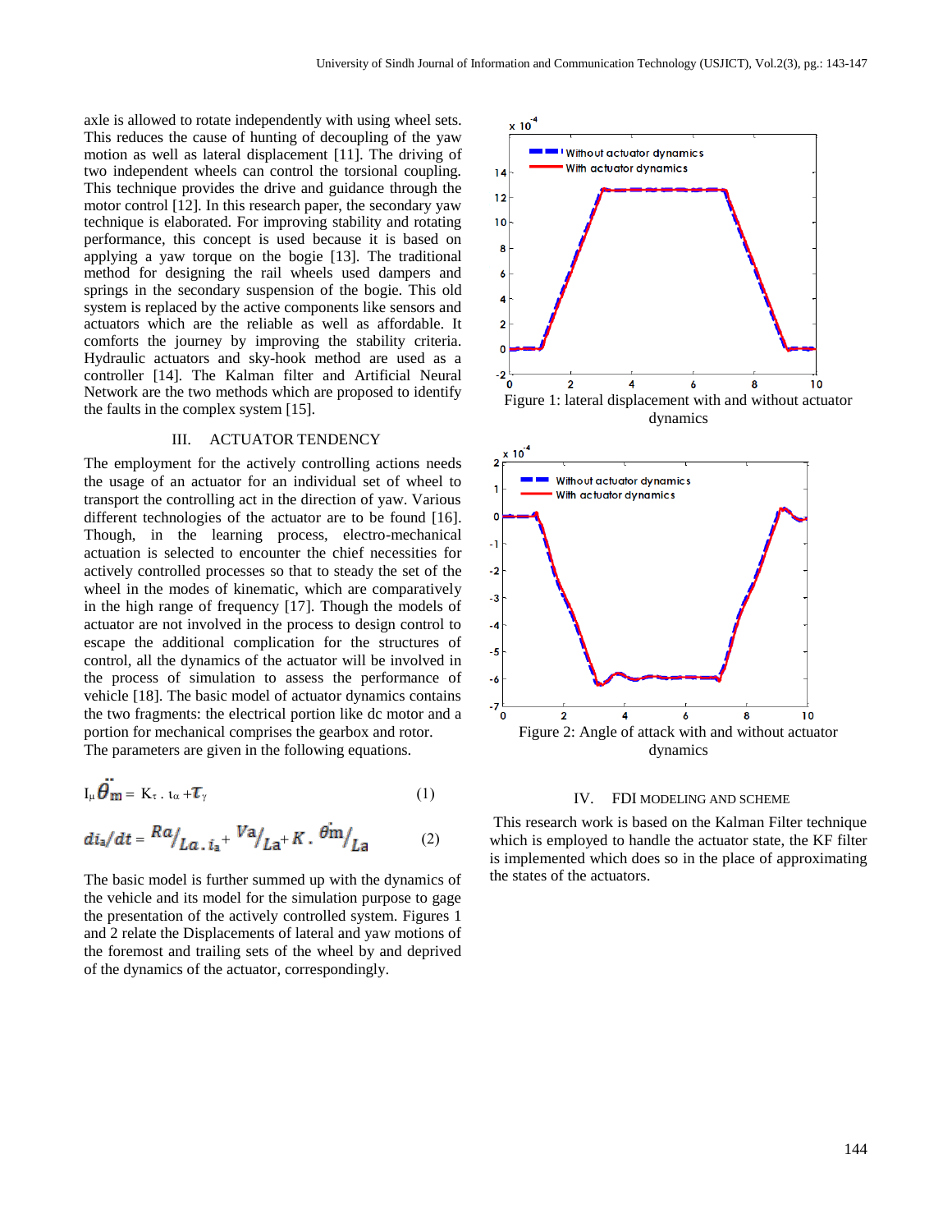axle is allowed to rotate independently with using wheel sets. This reduces the cause of hunting of decoupling of the yaw motion as well as lateral displacement [11]. The driving of two independent wheels can control the torsional coupling. This technique provides the drive and guidance through the motor control [12]. In this research paper, the secondary yaw technique is elaborated. For improving stability and rotating performance, this concept is used because it is based on applying a yaw torque on the bogie [13]. The traditional method for designing the rail wheels used dampers and springs in the secondary suspension of the bogie. This old system is replaced by the active components like sensors and actuators which are the reliable as well as affordable. It comforts the journey by improving the stability criteria. Hydraulic actuators and sky-hook method are used as a controller [14]. The Kalman filter and Artificial Neural Network are the two methods which are proposed to identify the faults in the complex system [15].

## III. ACTUATOR TENDENCY

The employment for the actively controlling actions needs the usage of an actuator for an individual set of wheel to transport the controlling act in the direction of yaw. Various different technologies of the actuator are to be found [16]. Though, in the learning process, electro-mechanical actuation is selected to encounter the chief necessities for actively controlled processes so that to steady the set of the wheel in the modes of kinematic, which are comparatively in the high range of frequency [17]. Though the models of actuator are not involved in the process to design control to escape the additional complication for the structures of control, all the dynamics of the actuator will be involved in the process of simulation to assess the performance of vehicle [18]. The basic model of actuator dynamics contains the two fragments: the electrical portion like dc motor and a portion for mechanical comprises the gearbox and rotor.
The parameters are given in the following equations.

$$I_{\mu}\ddot{\theta}_{m} = K_{\tau} \cdot \iota_{\alpha} + \tau_{\gamma} \tag{1}$$

$$di_a/dt = {}^{Ra}/_{La} . i_a + {}^{Va}/_{La} + K . {}^{\dot{\theta} m}/_{La} \tag{2}$$

The basic model is further summed up with the dynamics of the vehicle and its model for the simulation purpose to gage the presentation of the actively controlled system. Figures 1 and 2 relate the Displacements of lateral and yaw motions of the foremost and trailing sets of the wheel by and deprived of the dynamics of the actuator, correspondingly.

x 10^-4
Without actuator dynamics
With actuator dynamics
14
12
10
8
6
4
2
0
-2
0
2
4
6
8
10

Figure 1: lateral displacement with and without actuator dynamics

x 10^-4
Without actuator dynamics
With actuator dynamics
2
1
0
-1
-2
-3
-4
-5
-6
-7
0
2
4
6
8
10

Figure 2: Angle of attack with and without actuator dynamics

## IV. FDI MODELING AND SCHEME

This research work is based on the Kalman Filter technique which is employed to handle the actuator state, the KF filter is implemented which does so in the place of approximating the states of the actuators.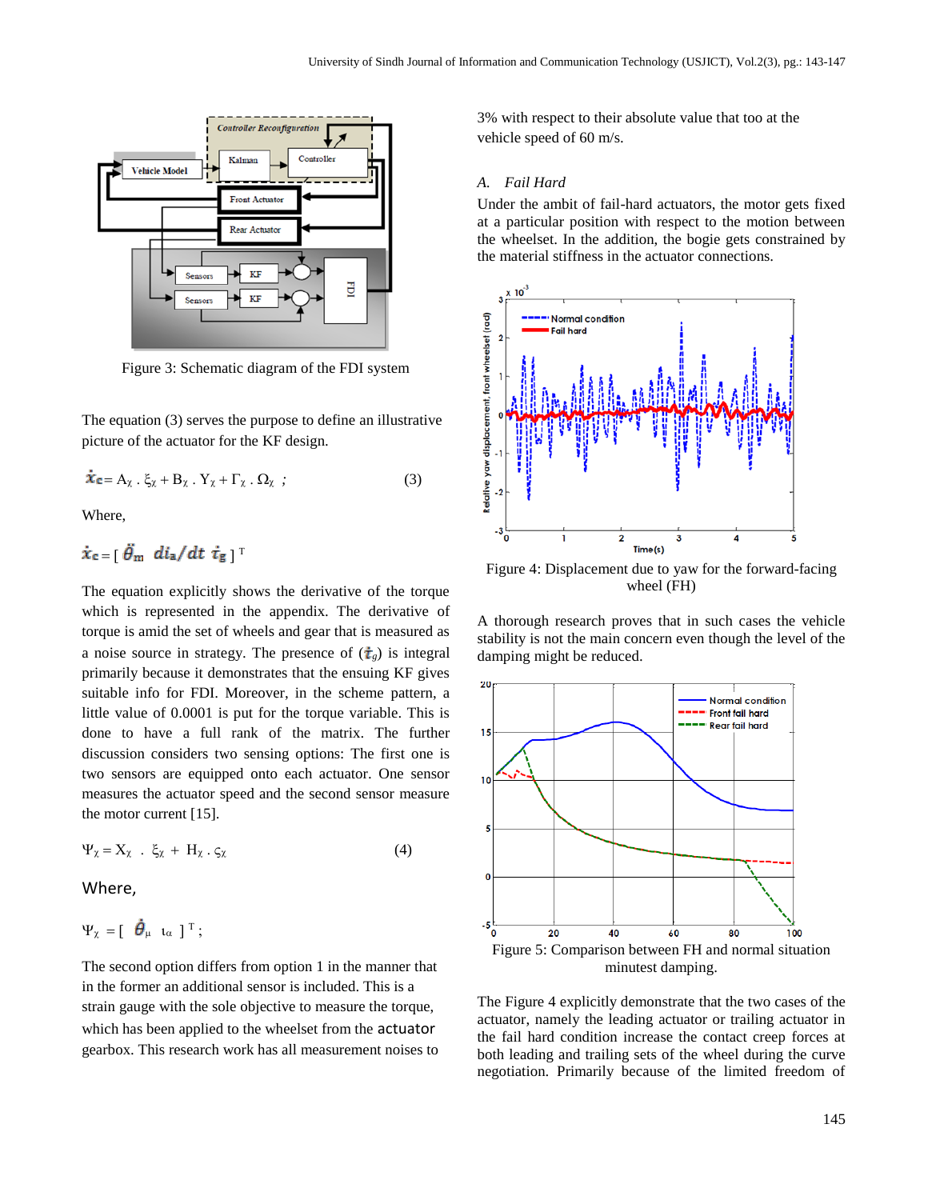Controller Reconfiguration
Vehicle Model
Kalman
Controller
Front Actuator
Rear Actuator
Sensors
KF
Sensors
KF
FDI

Figure 3: Schematic diagram of the FDI system

The equation (3) serves the purpose to define an illustrative picture of the actuator for the KF design.

$$\dot{x}_c = A_\chi \cdot \xi_\chi + B_\chi \cdot Y_\chi + \Gamma_\chi \cdot \Omega_\chi \;; \quad (3)$$

Where,

$$\dot{x}_c = [\; \ddot{\theta}_m \;\; di_a/dt \;\; \dot{\tau}_g \;]^T$$

The equation explicitly shows the derivative of the torque which is represented in the appendix. The derivative of torque is amid the set of wheels and gear that is measured as a noise source in strategy. The presence of ($\dot{\tau}_g$) is integral primarily because it demonstrates that the ensuing KF gives suitable info for FDI. Moreover, in the scheme pattern, a little value of 0.0001 is put for the torque variable. This is done to have a full rank of the matrix. The further discussion considers two sensing options: The first one is two sensors are equipped onto each actuator. One sensor measures the actuator speed and the second sensor measure the motor current [15].

$$\Psi_\chi = X_\chi \;.\; \xi_\chi \;+\; H_\chi \,.\, \varsigma_\chi \quad (4)$$

Where,

$$\Psi_\chi = [\;\; \dot{\theta}_\mu \;\;\; \iota_\alpha \;\;]^T;$$

The second option differs from option 1 in the manner that in the former an additional sensor is included. This is a strain gauge with the sole objective to measure the torque, which has been applied to the wheelset from the actuator gearbox. This research work has all measurement noises to 3% with respect to their absolute value that too at the vehicle speed of 60 m/s.

### A. *Fail Hard*

Under the ambit of fail-hard actuators, the motor gets fixed at a particular position with respect to the motion between the wheelset. In the addition, the bogie gets constrained by the material stiffness in the actuator connections.

x 10^-3
Normal condition
Fail hard
Relative yaw displacement, front wheelset (rad)
Time(s)
3
2
1
0
-1
-2
-3
0
1
2
3
4
5

Figure 4: Displacement due to yaw for the forward-facing wheel (FH)

A thorough research proves that in such cases the vehicle stability is not the main concern even though the level of the damping might be reduced.

Normal condition
Front fail hard
Rear fail hard
20
15
10
5
0
-5
0
20
40
60
80
100

Figure 5: Comparison between FH and normal situation minutest damping.

The Figure 4 explicitly demonstrate that the two cases of the actuator, namely the leading actuator or trailing actuator in the fail hard condition increase the contact creep forces at both leading and trailing sets of the wheel during the curve negotiation. Primarily because of the limited freedom of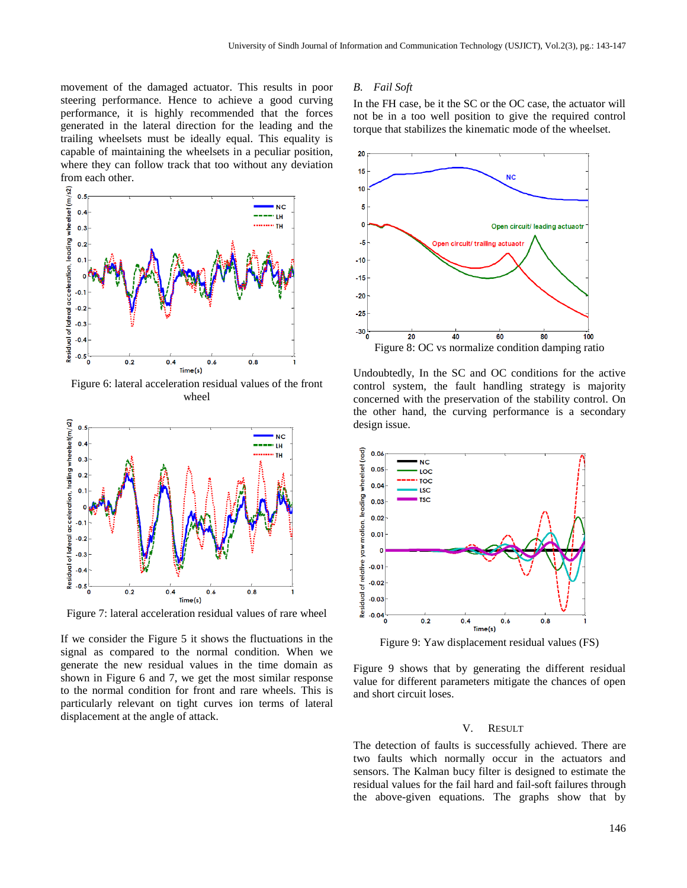movement of the damaged actuator. This results in poor steering performance. Hence to achieve a good curving performance, it is highly recommended that the forces generated in the lateral direction for the leading and the trailing wheelsets must be ideally equal. This equality is capable of maintaining the wheelsets in a peculiar position, where they can follow track that too without any deviation from each other.

Residual of lateral acceleration, leading wheelset (m/s2)
0.5
0.4
0.3
0.2
0.1
0
-0.1
-0.2
-0.3
-0.4
-0.5
0 0.2 0.4 0.6 0.8 1
Time(s)
NC
LH
TH

Figure 6: lateral acceleration residual values of the front wheel

Residual of lateral acceleration, trailing wheelset(m/s2)
0.5
0.4
0.3
0.2
0.1
0
-0.1
-0.2
-0.3
-0.4
-0.5
0 0.2 0.4 0.6 0.8 1
Time(s)
NC
LH
TH

Figure 7: lateral acceleration residual values of rare wheel

If we consider the Figure 5 it shows the fluctuations in the signal as compared to the normal condition. When we generate the new residual values in the time domain as shown in Figure 6 and 7, we get the most similar response to the normal condition for front and rare wheels. This is particularly relevant on tight curves ion terms of lateral displacement at the angle of attack.

## B. *Fail Soft*

In the FH case, be it the SC or the OC case, the actuator will not be in a too well position to give the required control torque that stabilizes the kinematic mode of the wheelset.

20
15
10
5
0
-5
-10
-15
-20
-25
-30
0 20 40 60 80 100
NC
Open circuit/ leading actuaotr
Open circuit/ trailing actuaotr

Figure 8: OC vs normalize condition damping ratio

Undoubtedly, In the SC and OC conditions for the active control system, the fault handling strategy is majority concerned with the preservation of the stability control. On the other hand, the curving performance is a secondary design issue.

Residual of relative yaw motion, leading wheelsel (rad)
0.06
0.05
0.04
0.03
0.02
0.01
0
-0.01
-0.02
-0.03
-0.04
0 0.2 0.4 0.6 0.8 1
Time(s)
NC
LOC
TOC
LSC
TSC

Figure 9: Yaw displacement residual values (FS)

Figure 9 shows that by generating the different residual value for different parameters mitigate the chances of open and short circuit loses.

# V. RESULT

The detection of faults is successfully achieved. There are two faults which normally occur in the actuators and sensors. The Kalman bucy filter is designed to estimate the residual values for the fail hard and fail-soft failures through the above-given equations. The graphs show that by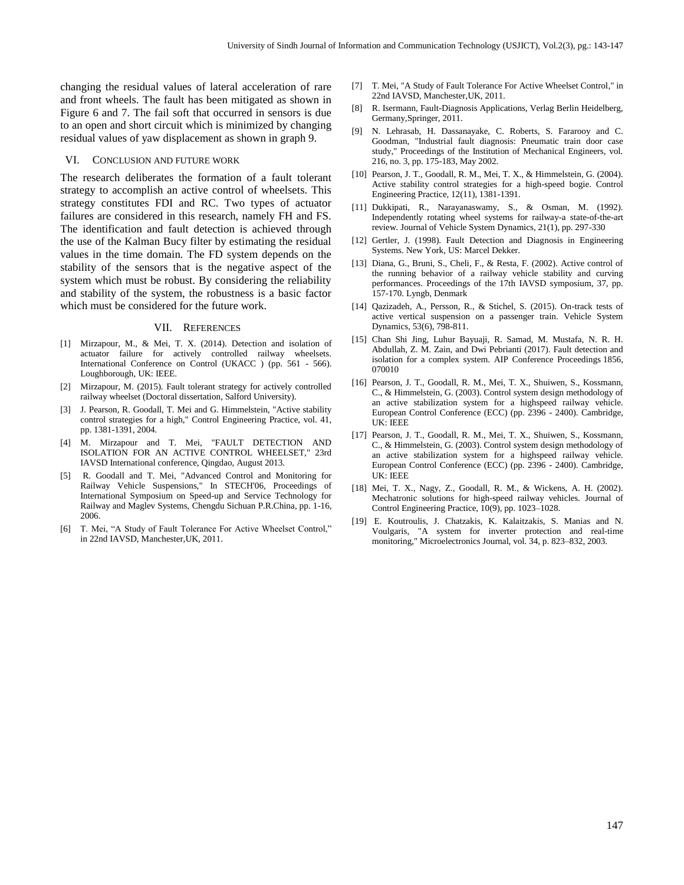changing the residual values of lateral acceleration of rare and front wheels. The fault has been mitigated as shown in Figure 6 and 7. The fail soft that occurred in sensors is due to an open and short circuit which is minimized by changing residual values of yaw displacement as shown in graph 9.

## VI. Conclusion and Future Work

The research deliberates the formation of a fault tolerant strategy to accomplish an active control of wheelsets. This strategy constitutes FDI and RC. Two types of actuator failures are considered in this research, namely FH and FS. The identification and fault detection is achieved through the use of the Kalman Bucy filter by estimating the residual values in the time domain. The FD system depends on the stability of the sensors that is the negative aspect of the system which must be robust. By considering the reliability and stability of the system, the robustness is a basic factor which must be considered for the future work.

## VII. References

[1] Mirzapour, M., & Mei, T. X. (2014). Detection and isolation of actuator failure for actively controlled railway wheelsets. International Conference on Control (UKACC ) (pp. 561 - 566). Loughborough, UK: IEEE.

[2] Mirzapour, M. (2015). Fault tolerant strategy for actively controlled railway wheelset (Doctoral dissertation, Salford University).

[3] J. Pearson, R. Goodall, T. Mei and G. Himmelstein, "Active stability control strategies for a high," Control Engineering Practice, vol. 41, pp. 1381-1391, 2004.

[4] M. Mirzapour and T. Mei, "FAULT DETECTION AND ISOLATION FOR AN ACTIVE CONTROL WHEELSET," 23rd IAVSD International conference, Qingdao, August 2013.

[5] R. Goodall and T. Mei, "Advanced Control and Monitoring for Railway Vehicle Suspensions," In STECH'06, Proceedings of International Symposium on Speed-up and Service Technology for Railway and Maglev Systems, Chengdu Sichuan P.R.China, pp. 1-16, 2006.

[6] T. Mei, "A Study of Fault Tolerance For Active Wheelset Control," in 22nd IAVSD, Manchester,UK, 2011.

[7] T. Mei, "A Study of Fault Tolerance For Active Wheelset Control," in 22nd IAVSD, Manchester,UK, 2011.

[8] R. Isermann, Fault-Diagnosis Applications, Verlag Berlin Heidelberg, Germany,Springer, 2011.

[9] N. Lehrasab, H. Dassanayake, C. Roberts, S. Fararooy and C. Goodman, "Industrial fault diagnosis: Pneumatic train door case study," Proceedings of the Institution of Mechanical Engineers, vol. 216, no. 3, pp. 175-183, May 2002.

[10] Pearson, J. T., Goodall, R. M., Mei, T. X., & Himmelstein, G. (2004). Active stability control strategies for a high-speed bogie. Control Engineering Practice, 12(11), 1381-1391.

[11] Dukkipati, R., Narayanaswamy, S., & Osman, M. (1992). Independently rotating wheel systems for railway-a state-of-the-art review. Journal of Vehicle System Dynamics, 21(1), pp. 297-330

[12] Gertler, J. (1998). Fault Detection and Diagnosis in Engineering Systems. New York, US: Marcel Dekker.

[13] Diana, G., Bruni, S., Cheli, F., & Resta, F. (2002). Active control of the running behavior of a railway vehicle stability and curving performances. Proceedings of the 17th IAVSD symposium, 37, pp. 157-170. Lyngb, Denmark

[14] Qazizadeh, A., Persson, R., & Stichel, S. (2015). On-track tests of active vertical suspension on a passenger train. Vehicle System Dynamics, 53(6), 798-811.

[15] Chan Shi Jing, Luhur Bayuaji, R. Samad, M. Mustafa, N. R. H. Abdullah, Z. M. Zain, and Dwi Pebrianti (2017). Fault detection and isolation for a complex system. AIP Conference Proceedings 1856, 070010

[16] Pearson, J. T., Goodall, R. M., Mei, T. X., Shuiwen, S., Kossmann, C., & Himmelstein, G. (2003). Control system design methodology of an active stabilization system for a highspeed railway vehicle. European Control Conference (ECC) (pp. 2396 - 2400). Cambridge, UK: IEEE

[17] Pearson, J. T., Goodall, R. M., Mei, T. X., Shuiwen, S., Kossmann, C., & Himmelstein, G. (2003). Control system design methodology of an active stabilization system for a highspeed railway vehicle. European Control Conference (ECC) (pp. 2396 - 2400). Cambridge, UK: IEEE

[18] Mei, T. X., Nagy, Z., Goodall, R. M., & Wickens, A. H. (2002). Mechatronic solutions for high-speed railway vehicles. Journal of Control Engineering Practice, 10(9), pp. 1023–1028.

[19] E. Koutroulis, J. Chatzakis, K. Kalaitzakis, S. Manias and N. Voulgaris, "A system for inverter protection and real-time monitoring," Microelectronics Journal, vol. 34, p. 823–832, 2003.